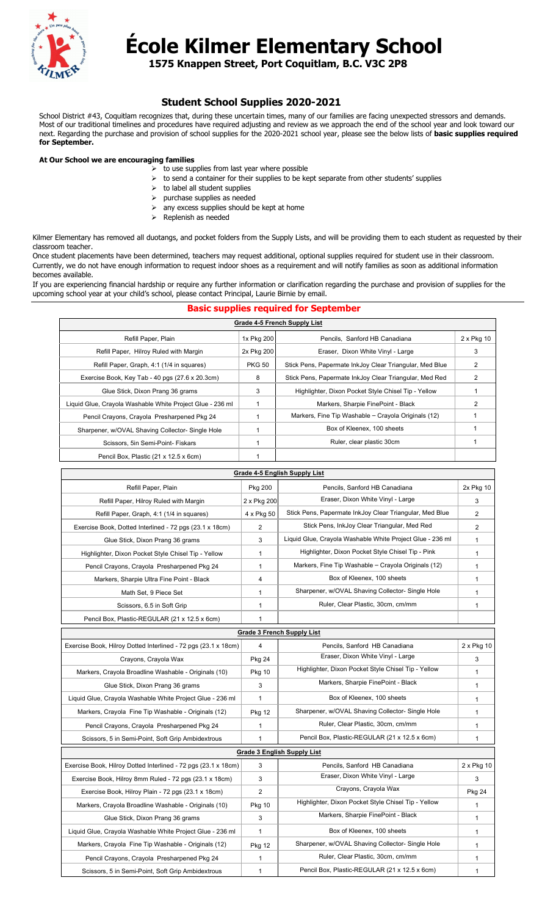# École Kilmer Elementary School

**1575 Knappen Street, Port Coquitlam, B.C. V3C 2P8**

## Student School Supplies 2020-2021

School District #43, Coquitlam recognizes that, during these uncertain times, many of our families are facing unexpected stressors and demands. Most of our traditional timelines and procedures have required adjusting and review as we approach the end of the school year and look toward our next. Regarding the purchase and provision of school supplies for the 2020-2021 school year, please see the below lists of **basic supplies required for September.**

**At Our School we are encouraging families**

- to use supplies from last year where possible
- to send a container for their supplies to be kept separate from other students' supplies
- to label all student supplies
- purchase supplies as needed
- any excess supplies should be kept at home
- Replenish as needed

Kilmer Elementary has removed all duotangs, and pocket folders from the Supply Lists, and will be providing them to each student as requested by their classroom teacher.

Once student placements have been determined, teachers may request additional, optional supplies required for student use in their classroom. Currently, we do not have enough information to request indoor shoes as a requirement and will notify families as soon as additional information becomes available.

If you are experiencing financial hardship or require any further information or clarification regarding the purchase and provision of supplies for the upcoming school year at your child's school, please contact Principal, Laurie Birnie by email.

## Basic supplies required for September

| Grade 4-5 French Supply List | | | |
|---|---|---|---|
| Refill Paper, Plain | 1x Pkg 200 | Pencils, Sanford HB Canadiana | 2 x Pkg 10 |
| Refill Paper, Hilroy Ruled with Margin | 2x Pkg 200 | Eraser, Dixon White Vinyl - Large | 3 |
| Refill Paper, Graph, 4:1 (1/4 in squares) | PKG 50 | Stick Pens, Papermate InkJoy Clear Triangular, Med Blue | 2 |
| Exercise Book, Key Tab - 40 pgs (27.6 x 20.3cm) | 8 | Stick Pens, Papermate InkJoy Clear Triangular, Med Red | 2 |
| Glue Stick, Dixon Prang 36 grams | 3 | Highlighter, Dixon Pocket Style Chisel Tip - Yellow | 1 |
| Liquid Glue, Crayola Washable White Project Glue - 236 ml | 1 | Markers, Sharpie FinePoint - Black | 2 |
| Pencil Crayons, Crayola Presharpened Pkg 24 | 1 | Markers, Fine Tip Washable – Crayola Originals (12) | 1 |
| Sharpener, w/OVAL Shaving Collector- Single Hole | 1 | Box of Kleenex, 100 sheets | 1 |
| Scissors, 5in Semi-Point- Fiskars | 1 | Ruler, clear plastic 30cm | 1 |
| Pencil Box, Plastic (21 x 12.5 x 6cm) | 1 | | |

| Grade 4-5 English Supply List | | | |
|---|---|---|---|
| Refill Paper, Plain | Pkg 200 | Pencils, Sanford HB Canadiana | 2x Pkg 10 |
| Refill Paper, Hilroy Ruled with Margin | 2 x Pkg 200 | Eraser, Dixon White Vinyl - Large | 3 |
| Refill Paper, Graph, 4:1 (1/4 in squares) | 4 x Pkg 50 | Stick Pens, Papermate InkJoy Clear Triangular, Med Blue | 2 |
| Exercise Book, Dotted Interlined - 72 pgs (23.1 x 18cm) | 2 | Stick Pens, InkJoy Clear Triangular, Med Red | 2 |
| Glue Stick, Dixon Prang 36 grams | 3 | Liquid Glue, Crayola Washable White Project Glue - 236 ml | 1 |
| Highlighter, Dixon Pocket Style Chisel Tip - Yellow | 1 | Highlighter, Dixon Pocket Style Chisel Tip - Pink | 1 |
| Pencil Crayons, Crayola Presharpened Pkg 24 | 1 | Markers, Fine Tip Washable – Crayola Originals (12) | 1 |
| Markers, Sharpie Ultra Fine Point - Black | 4 | Box of Kleenex, 100 sheets | 1 |
| Math Set, 9 Piece Set | 1 | Sharpener, w/OVAL Shaving Collector- Single Hole | 1 |
| Scissors, 6.5 in Soft Grip | 1 | Ruler, Clear Plastic, 30cm, cm/mm | 1 |
| Pencil Box, Plastic-REGULAR (21 x 12.5 x 6cm) | 1 | | |
| **Grade 3 French Supply List** | | | |
| Exercise Book, Hilroy Dotted Interlined - 72 pgs (23.1 x 18cm) | 4 | Pencils, Sanford HB Canadiana | 2 x Pkg 10 |
| Crayons, Crayola Wax | Pkg 24 | Eraser, Dixon White Vinyl - Large | 3 |
| Markers, Crayola Broadline Washable - Originals (10) | Pkg 10 | Highlighter, Dixon Pocket Style Chisel Tip - Yellow | 1 |
| Glue Stick, Dixon Prang 36 grams | 3 | Markers, Sharpie FinePoint - Black | 1 |
| Liquid Glue, Crayola Washable White Project Glue - 236 ml | 1 | Box of Kleenex, 100 sheets | 1 |
| Markers, Crayola Fine Tip Washable - Originals (12) | Pkg 12 | Sharpener, w/OVAL Shaving Collector- Single Hole | 1 |
| Pencil Crayons, Crayola Presharpened Pkg 24 | 1 | Ruler, Clear Plastic, 30cm, cm/mm | 1 |
| Scissors, 5 in Semi-Point, Soft Grip Ambidextrous | 1 | Pencil Box, Plastic-REGULAR (21 x 12.5 x 6cm) | 1 |
| **Grade 3 English Supply List** | | | |
| Exercise Book, Hilroy Dotted Interlined - 72 pgs (23.1 x 18cm) | 3 | Pencils, Sanford HB Canadiana | 2 x Pkg 10 |
| Exercise Book, Hilroy 8mm Ruled - 72 pgs (23.1 x 18cm) | 3 | Eraser, Dixon White Vinyl - Large | 3 |
| Exercise Book, Hilroy Plain - 72 pgs (23.1 x 18cm) | 2 | Crayons, Crayola Wax | Pkg 24 |
| Markers, Crayola Broadline Washable - Originals (10) | Pkg 10 | Highlighter, Dixon Pocket Style Chisel Tip - Yellow | 1 |
| Glue Stick, Dixon Prang 36 grams | 3 | Markers, Sharpie FinePoint - Black | 1 |
| Liquid Glue, Crayola Washable White Project Glue - 236 ml | 1 | Box of Kleenex, 100 sheets | 1 |
| Markers, Crayola Fine Tip Washable - Originals (12) | Pkg 12 | Sharpener, w/OVAL Shaving Collector- Single Hole | 1 |
| Pencil Crayons, Crayola Presharpened Pkg 24 | 1 | Ruler, Clear Plastic, 30cm, cm/mm | 1 |
| Scissors, 5 in Semi-Point, Soft Grip Ambidextrous | 1 | Pencil Box, Plastic-REGULAR (21 x 12.5 x 6cm) | 1 |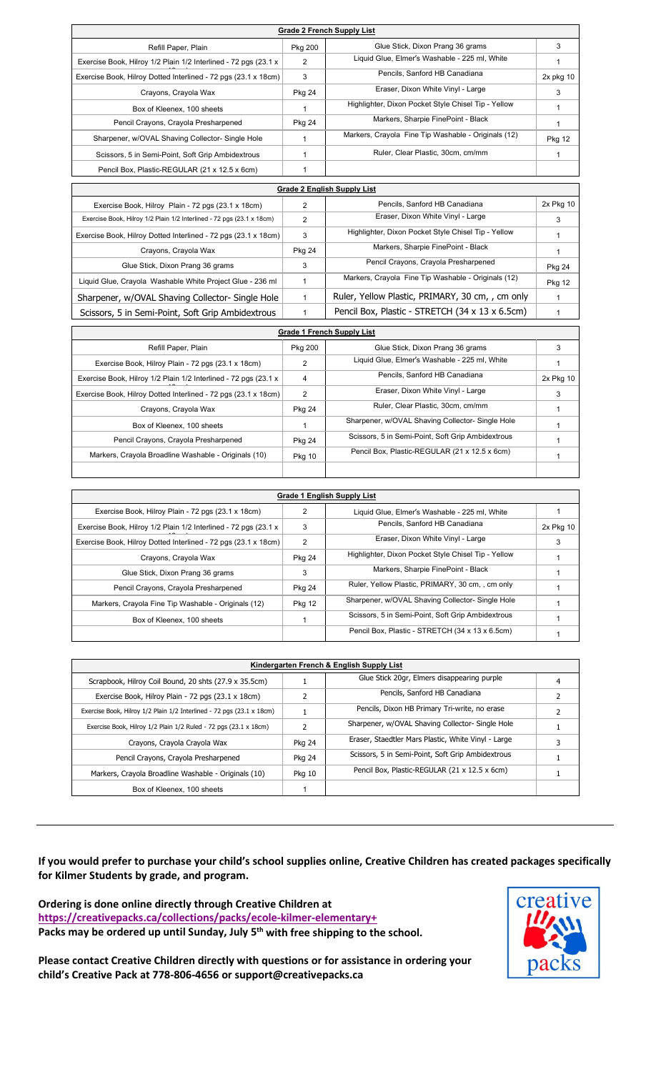| Grade 2 French Supply List | | | |
|---|---|---|---|
| Refill Paper, Plain | Pkg 200 | Glue Stick, Dixon Prang 36 grams | 3 |
| Exercise Book, Hilroy 1/2 Plain 1/2 Interlined - 72 pgs (23.1 x | 2 | Liquid Glue, Elmer's Washable - 225 ml, White | 1 |
| Exercise Book, Hilroy Dotted Interlined - 72 pgs (23.1 x 18cm) | 3 | Pencils, Sanford HB Canadiana | 2x pkg 10 |
| Crayons, Crayola Wax | Pkg 24 | Eraser, Dixon White Vinyl - Large | 3 |
| Box of Kleenex, 100 sheets | 1 | Highlighter, Dixon Pocket Style Chisel Tip - Yellow | 1 |
| Pencil Crayons, Crayola Presharpened | Pkg 24 | Markers, Sharpie FinePoint - Black | 1 |
| Sharpener, w/OVAL Shaving Collector- Single Hole | 1 | Markers, Crayola Fine Tip Washable - Originals (12) | Pkg 12 |
| Scissors, 5 in Semi-Point, Soft Grip Ambidextrous | 1 | Ruler, Clear Plastic, 30cm, cm/mm | 1 |
| Pencil Box, Plastic-REGULAR (21 x 12.5 x 6cm) | 1 | | |

| Grade 2 English Supply List | | | |
|---|---|---|---|
| Exercise Book, Hilroy Plain - 72 pgs (23.1 x 18cm) | 2 | Pencils, Sanford HB Canadiana | 2x Pkg 10 |
| Exercise Book, Hilroy 1/2 Plain 1/2 Interlined - 72 pgs (23.1 x 18cm) | 2 | Eraser, Dixon White Vinyl - Large | 3 |
| Exercise Book, Hilroy Dotted Interlined - 72 pgs (23.1 x 18cm) | 3 | Highlighter, Dixon Pocket Style Chisel Tip - Yellow | 1 |
| Crayons, Crayola Wax | Pkg 24 | Markers, Sharpie FinePoint - Black | 1 |
| Glue Stick, Dixon Prang 36 grams | 3 | Pencil Crayons, Crayola Presharpened | Pkg 24 |
| Liquid Glue, Crayola Washable White Project Glue - 236 ml | 1 | Markers, Crayola Fine Tip Washable - Originals (12) | Pkg 12 |
| Sharpener, w/OVAL Shaving Collector- Single Hole | 1 | Ruler, Yellow Plastic, PRIMARY, 30 cm, , cm only | 1 |
| Scissors, 5 in Semi-Point, Soft Grip Ambidextrous | 1 | Pencil Box, Plastic - STRETCH (34 x 13 x 6.5cm) | 1 |

| Grade 1 French Supply List | | | |
|---|---|---|---|
| Refill Paper, Plain | Pkg 200 | Glue Stick, Dixon Prang 36 grams | 3 |
| Exercise Book, Hilroy Plain - 72 pgs (23.1 x 18cm) | 2 | Liquid Glue, Elmer's Washable - 225 ml, White | 1 |
| Exercise Book, Hilroy 1/2 Plain 1/2 Interlined - 72 pgs (23.1 x | 4 | Pencils, Sanford HB Canadiana | 2x Pkg 10 |
| Exercise Book, Hilroy Dotted Interlined - 72 pgs (23.1 x 18cm) | 2 | Eraser, Dixon White Vinyl - Large | 3 |
| Crayons, Crayola Wax | Pkg 24 | Ruler, Clear Plastic, 30cm, cm/mm | 1 |
| Box of Kleenex, 100 sheets | 1 | Sharpener, w/OVAL Shaving Collector- Single Hole | 1 |
| Pencil Crayons, Crayola Presharpened | Pkg 24 | Scissors, 5 in Semi-Point, Soft Grip Ambidextrous | 1 |
| Markers, Crayola Broadline Washable - Originals (10) | Pkg 10 | Pencil Box, Plastic-REGULAR (21 x 12.5 x 6cm) | 1 |

| Grade 1 English Supply List | | | |
|---|---|---|---|
| Exercise Book, Hilroy Plain - 72 pgs (23.1 x 18cm) | 2 | Liquid Glue, Elmer's Washable - 225 ml, White | 1 |
| Exercise Book, Hilroy 1/2 Plain 1/2 Interlined - 72 pgs (23.1 x | 3 | Pencils, Sanford HB Canadiana | 2x Pkg 10 |
| Exercise Book, Hilroy Dotted Interlined - 72 pgs (23.1 x 18cm) | 2 | Eraser, Dixon White Vinyl - Large | 3 |
| Crayons, Crayola Wax | Pkg 24 | Highlighter, Dixon Pocket Style Chisel Tip - Yellow | 1 |
| Glue Stick, Dixon Prang 36 grams | 3 | Markers, Sharpie FinePoint - Black | 1 |
| Pencil Crayons, Crayola Presharpened | Pkg 24 | Ruler, Yellow Plastic, PRIMARY, 30 cm, , cm only | 1 |
| Markers, Crayola Fine Tip Washable - Originals (12) | Pkg 12 | Sharpener, w/OVAL Shaving Collector- Single Hole | 1 |
| Box of Kleenex, 100 sheets | 1 | Scissors, 5 in Semi-Point, Soft Grip Ambidextrous | 1 |
| | | Pencil Box, Plastic - STRETCH (34 x 13 x 6.5cm) | 1 |

| Kindergarten French & English Supply List | | | |
|---|---|---|---|
| Scrapbook, Hilroy Coil Bound, 20 shts (27.9 x 35.5cm) | 1 | Glue Stick 20gr, Elmers disappearing purple | 4 |
| Exercise Book, Hilroy Plain - 72 pgs (23.1 x 18cm) | 2 | Pencils, Sanford HB Canadiana | 2 |
| Exercise Book, Hilroy 1/2 Plain 1/2 Interlined - 72 pgs (23.1 x 18cm) | 1 | Pencils, Dixon HB Primary Tri-write, no erase | 2 |
| Exercise Book, Hilroy 1/2 Plain 1/2 Ruled - 72 pgs (23.1 x 18cm) | 2 | Sharpener, w/OVAL Shaving Collector- Single Hole | 1 |
| Crayons, Crayola Crayola Wax | Pkg 24 | Eraser, Staedtler Mars Plastic, White Vinyl - Large | 3 |
| Pencil Crayons, Crayola Presharpened | Pkg 24 | Scissors, 5 in Semi-Point, Soft Grip Ambidextrous | 1 |
| Markers, Crayola Broadline Washable - Originals (10) | Pkg 10 | Pencil Box, Plastic-REGULAR (21 x 12.5 x 6cm) | 1 |
| Box of Kleenex, 100 sheets | 1 | | |

**If you would prefer to purchase your child's school supplies online, Creative Children has created packages specifically for Kilmer Students by grade, and program.**

**Ordering is done online directly through Creative Children at https://creativepacks.ca/collections/packs/ecole-kilmer-elementary+**
**Packs may be ordered up until Sunday, July 5th with free shipping to the school.**

**Please contact Creative Children directly with questions or for assistance in ordering your child's Creative Pack at 778-806-4656 or support@creativepacks.ca**

creative packs